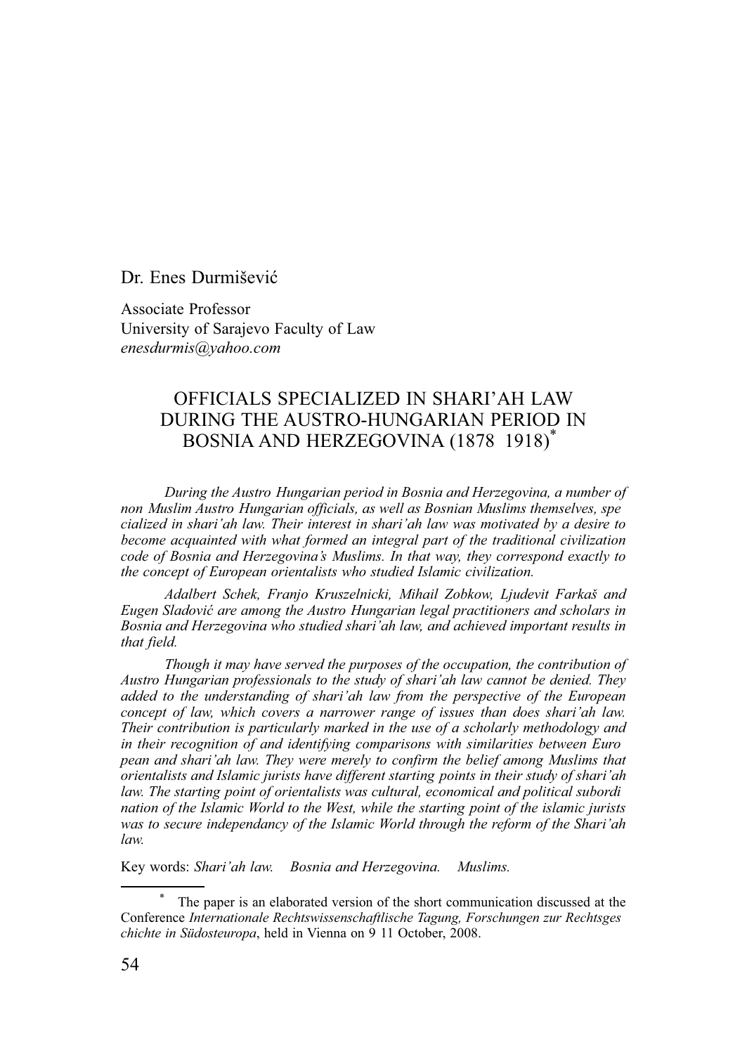Dr. Enes Durmišević

Associate Professor
University of Sarajevo Faculty of Law
*enesdurmis@yahoo.com*

# OFFICIALS SPECIALIZED IN SHARI'AH LAW DURING THE AUSTRO-HUNGARIAN PERIOD IN BOSNIA AND HERZEGOVINA (1878 1918)[*]

*During the Austro Hungarian period in Bosnia and Herzegovina, a number of non Muslim Austro Hungarian officials, as well as Bosnian Muslims themselves, specialized in shari'ah law. Their interest in shari'ah law was motivated by a desire to become acquainted with what formed an integral part of the traditional civilization code of Bosnia and Herzegovina's Muslims. In that way, they correspond exactly to the concept of European orientalists who studied Islamic civilization.*

*Adalbert Schek, Franjo Kruszelnicki, Mihail Zobkow, Ljudevit Farkaš and Eugen Sladović are among the Austro Hungarian legal practitioners and scholars in Bosnia and Herzegovina who studied shari'ah law, and achieved important results in that field.*

*Though it may have served the purposes of the occupation, the contribution of Austro Hungarian professionals to the study of shari'ah law cannot be denied. They added to the understanding of shari'ah law from the perspective of the European concept of law, which covers a narrower range of issues than does shari'ah law. Their contribution is particularly marked in the use of a scholarly methodology and in their recognition of and identifying comparisons with similarities between European and shari'ah law. They were merely to confirm the belief among Muslims that orientalists and Islamic jurists have different starting points in their study of shari'ah law. The starting point of orientalists was cultural, economical and political subordination of the Islamic World to the West, while the starting point of the islamic jurists was to secure independancy of the Islamic World through the reform of the Shari'ah law.*

Key words: *Shari'ah law. Bosnia and Herzegovina. Muslims.*

---

[*] The paper is an elaborated version of the short communication discussed at the Conference *Internationale Rechtswissenschaftlische Tagung, Forschungen zur Rechtsgeschichte in Südosteuropa*, held in Vienna on 9 11 October, 2008.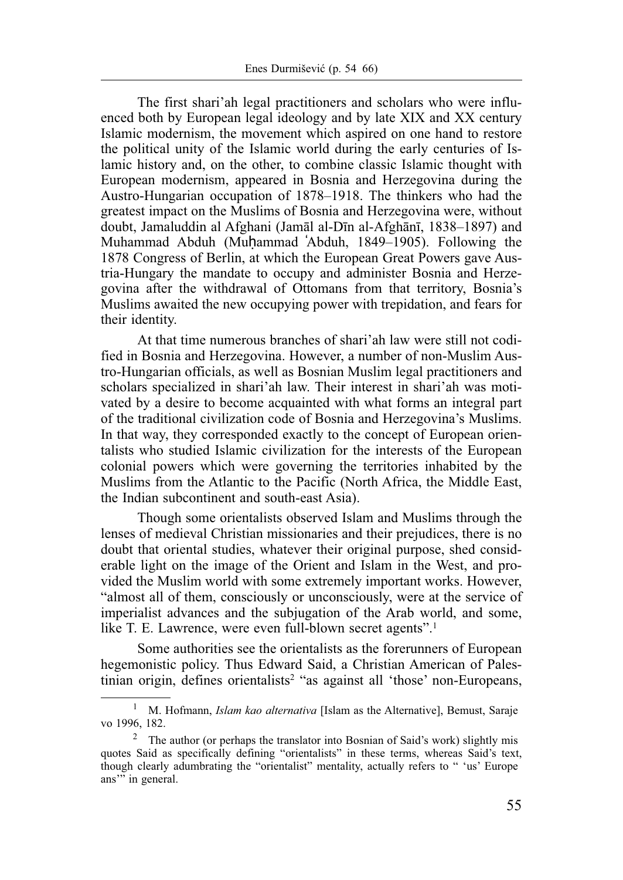The first shari'ah legal practitioners and scholars who were influenced both by European legal ideology and by late XIX and XX century Islamic modernism, the movement which aspired on one hand to restore the political unity of the Islamic world during the early centuries of Islamic history and, on the other, to combine classic Islamic thought with European modernism, appeared in Bosnia and Herzegovina during the Austro-Hungarian occupation of 1878–1918. The thinkers who had the greatest impact on the Muslims of Bosnia and Herzegovina were, without doubt, Jamaluddin al Afghani (Jamāl al-Dīn al-Afghānī, 1838–1897) and Muhammad Abduh (Muḥammad ʿAbduh, 1849–1905). Following the 1878 Congress of Berlin, at which the European Great Powers gave Austria-Hungary the mandate to occupy and administer Bosnia and Herzegovina after the withdrawal of Ottomans from that territory, Bosnia's Muslims awaited the new occupying power with trepidation, and fears for their identity.

At that time numerous branches of shari'ah law were still not codified in Bosnia and Herzegovina. However, a number of non-Muslim Austro-Hungarian officials, as well as Bosnian Muslim legal practitioners and scholars specialized in shari'ah law. Their interest in shari'ah was motivated by a desire to become acquainted with what forms an integral part of the traditional civilization code of Bosnia and Herzegovina's Muslims. In that way, they corresponded exactly to the concept of European orientalists who studied Islamic civilization for the interests of the European colonial powers which were governing the territories inhabited by the Muslims from the Atlantic to the Pacific (North Africa, the Middle East, the Indian subcontinent and south-east Asia).

Though some orientalists observed Islam and Muslims through the lenses of medieval Christian missionaries and their prejudices, there is no doubt that oriental studies, whatever their original purpose, shed considerable light on the image of the Orient and Islam in the West, and provided the Muslim world with some extremely important works. However, "almost all of them, consciously or unconsciously, were at the service of imperialist advances and the subjugation of the Arab world, and some, like T. E. Lawrence, were even full-blown secret agents".[1]

Some authorities see the orientalists as the forerunners of European hegemonistic policy. Thus Edward Said, a Christian American of Palestinian origin, defines orientalists[2] "as against all 'those' non-Europeans,

---

[1] M. Hofmann, *Islam kao alternativa* [Islam as the Alternative], Bemust, Sarajevo 1996, 182.

[2] The author (or perhaps the translator into Bosnian of Said's work) slightly misquotes Said as specifically defining "orientalists" in these terms, whereas Said's text, though clearly adumbrating the "orientalist" mentality, actually refers to " 'us' Europeans'" in general.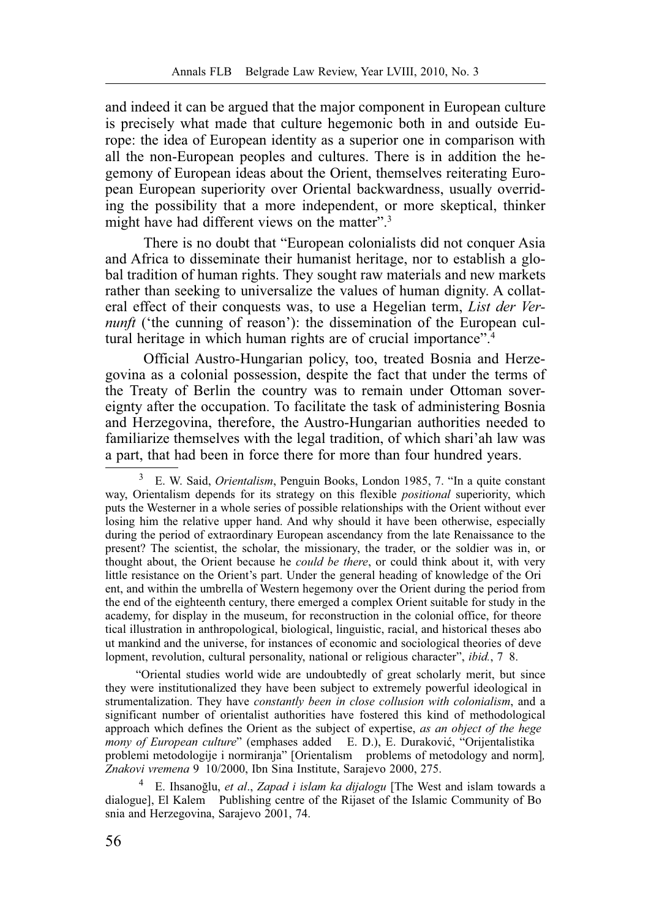and indeed it can be argued that the major component in European culture is precisely what made that culture hegemonic both in and outside Europe: the idea of European identity as a superior one in comparison with all the non-European peoples and cultures. There is in addition the hegemony of European ideas about the Orient, themselves reiterating European European superiority over Oriental backwardness, usually overriding the possibility that a more independent, or more skeptical, thinker might have had different views on the matter".[3]

There is no doubt that "European colonialists did not conquer Asia and Africa to disseminate their humanist heritage, nor to establish a global tradition of human rights. They sought raw materials and new markets rather than seeking to universalize the values of human dignity. A collateral effect of their conquests was, to use a Hegelian term, *List der Vernunft* ('the cunning of reason'): the dissemination of the European cultural heritage in which human rights are of crucial importance".[4]

Official Austro-Hungarian policy, too, treated Bosnia and Herzegovina as a colonial possession, despite the fact that under the terms of the Treaty of Berlin the country was to remain under Ottoman sovereignty after the occupation. To facilitate the task of administering Bosnia and Herzegovina, therefore, the Austro-Hungarian authorities needed to familiarize themselves with the legal tradition, of which shari'ah law was a part, that had been in force there for more than four hundred years.

---

[3] E. W. Said, *Orientalism*, Penguin Books, London 1985, 7. "In a quite constant way, Orientalism depends for its strategy on this flexible *positional* superiority, which puts the Westerner in a whole series of possible relationships with the Orient without ever losing him the relative upper hand. And why should it have been otherwise, especially during the period of extraordinary European ascendancy from the late Renaissance to the present? The scientist, the scholar, the missionary, the trader, or the soldier was in, or thought about, the Orient because he *could be there*, or could think about it, with very little resistance on the Orient's part. Under the general heading of knowledge of the Orient, and within the umbrella of Western hegemony over the Orient during the period from the end of the eighteenth century, there emerged a complex Orient suitable for study in the academy, for display in the museum, for reconstruction in the colonial office, for theoretical illustration in anthropological, biological, linguistic, racial, and historical theses about mankind and the universe, for instances of economic and sociological theories of development, revolution, cultural personality, national or religious character", *ibid.*, 7 8.

"Oriental studies world wide are undoubtedly of great scholarly merit, but since they were institutionalized they have been subject to extremely powerful ideological instrumentalization. They have *constantly been in close collusion with colonialism*, and a significant number of orientalist authorities have fostered this kind of methodological approach which defines the Orient as the subject of expertise, *as an object of the hegemony of European culture*" (emphases added E. D.), E. Duraković, "Orijentalistika problemi metodologije i normiranja" [Orientalism problems of metodology and norm], *Znakovi vremena* 9 10/2000, Ibn Sina Institute, Sarajevo 2000, 275.

[4] E. Ihsanoğlu, *et al.*, *Zapad i islam ka dijalogu* [The West and islam towards a dialogue], El Kalem Publishing centre of the Rijaset of the Islamic Community of Bosnia and Herzegovina, Sarajevo 2001, 74.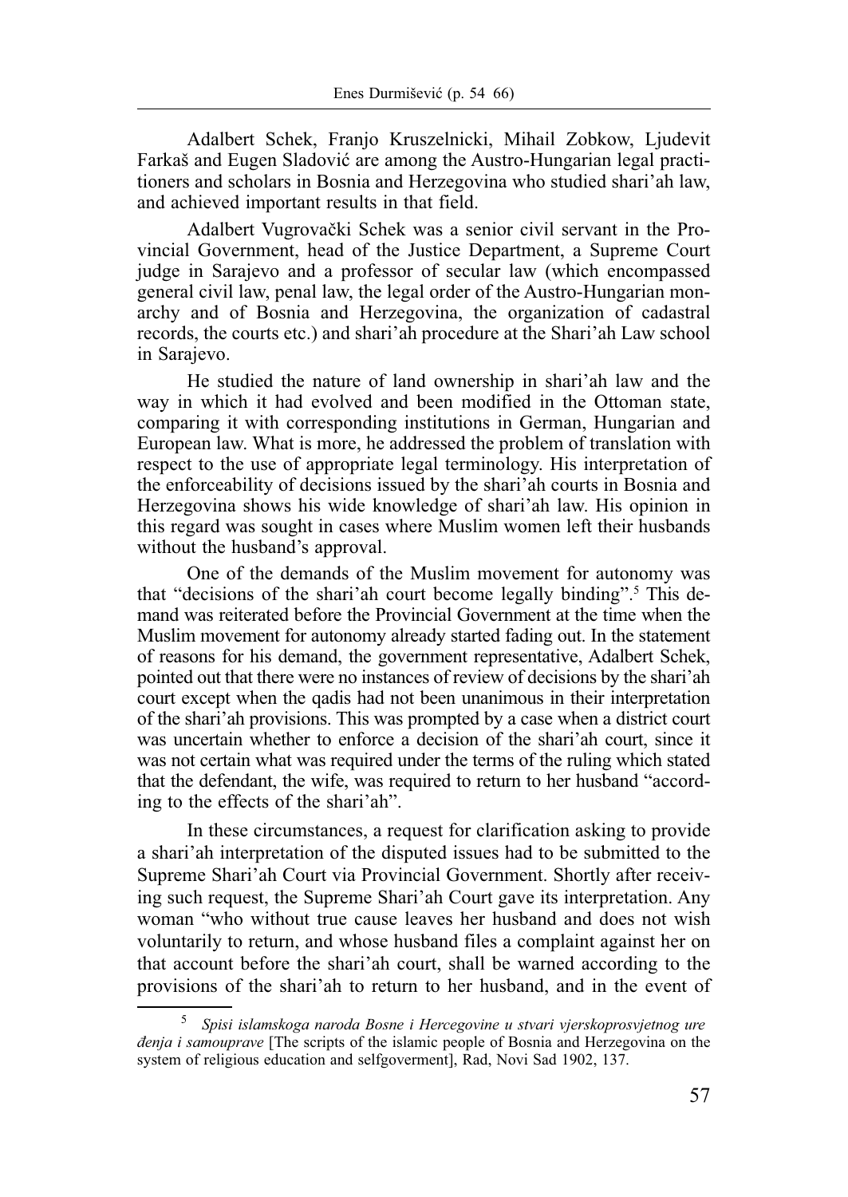Adalbert Schek, Franjo Kruszelnicki, Mihail Zobkow, Ljudevit Farkaš and Eugen Sladović are among the Austro-Hungarian legal practitioners and scholars in Bosnia and Herzegovina who studied shari'ah law, and achieved important results in that field.

Adalbert Vugrovački Schek was a senior civil servant in the Provincial Government, head of the Justice Department, a Supreme Court judge in Sarajevo and a professor of secular law (which encompassed general civil law, penal law, the legal order of the Austro-Hungarian monarchy and of Bosnia and Herzegovina, the organization of cadastral records, the courts etc.) and shari'ah procedure at the Shari'ah Law school in Sarajevo.

He studied the nature of land ownership in shari'ah law and the way in which it had evolved and been modified in the Ottoman state, comparing it with corresponding institutions in German, Hungarian and European law. What is more, he addressed the problem of translation with respect to the use of appropriate legal terminology. His interpretation of the enforceability of decisions issued by the shari'ah courts in Bosnia and Herzegovina shows his wide knowledge of shari'ah law. His opinion in this regard was sought in cases where Muslim women left their husbands without the husband's approval.

One of the demands of the Muslim movement for autonomy was that "decisions of the shari'ah court become legally binding".[5] This demand was reiterated before the Provincial Government at the time when the Muslim movement for autonomy already started fading out. In the statement of reasons for his demand, the government representative, Adalbert Schek, pointed out that there were no instances of review of decisions by the shari'ah court except when the qadis had not been unanimous in their interpretation of the shari'ah provisions. This was prompted by a case when a district court was uncertain whether to enforce a decision of the shari'ah court, since it was not certain what was required under the terms of the ruling which stated that the defendant, the wife, was required to return to her husband "according to the effects of the shari'ah".

In these circumstances, a request for clarification asking to provide a shari'ah interpretation of the disputed issues had to be submitted to the Supreme Shari'ah Court via Provincial Government. Shortly after receiving such request, the Supreme Shari'ah Court gave its interpretation. Any woman "who without true cause leaves her husband and does not wish voluntarily to return, and whose husband files a complaint against her on that account before the shari'ah court, shall be warned according to the provisions of the shari'ah to return to her husband, and in the event of

---

[5] *Spisi islamskoga naroda Bosne i Hercegovine u stvari vjerskoprosvjetnog uređenja i samouprave* [The scripts of the islamic people of Bosnia and Herzegovina on the system of religious education and selfgoverment], Rad, Novi Sad 1902, 137.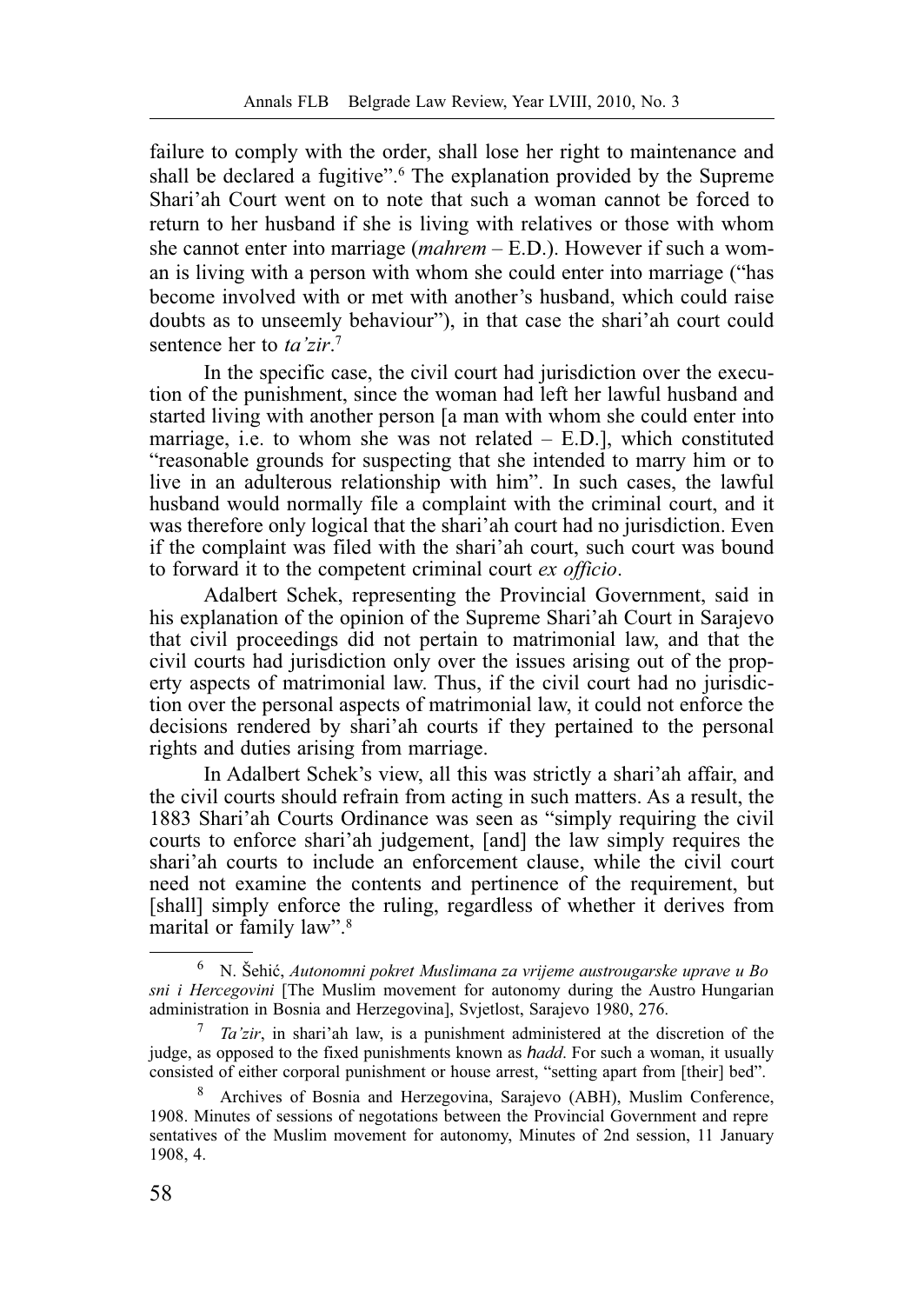failure to comply with the order, shall lose her right to maintenance and shall be declared a fugitive".[6] The explanation provided by the Supreme Shari'ah Court went on to note that such a woman cannot be forced to return to her husband if she is living with relatives or those with whom she cannot enter into marriage (*mahrem* – E.D.). However if such a woman is living with a person with whom she could enter into marriage ("has become involved with or met with another's husband, which could raise doubts as to unseemly behaviour"), in that case the shari'ah court could sentence her to *ta'zir*.[7]

In the specific case, the civil court had jurisdiction over the execution of the punishment, since the woman had left her lawful husband and started living with another person [a man with whom she could enter into marriage, i.e. to whom she was not related – E.D.], which constituted "reasonable grounds for suspecting that she intended to marry him or to live in an adulterous relationship with him". In such cases, the lawful husband would normally file a complaint with the criminal court, and it was therefore only logical that the shari'ah court had no jurisdiction. Even if the complaint was filed with the shari'ah court, such court was bound to forward it to the competent criminal court *ex officio*.

Adalbert Schek, representing the Provincial Government, said in his explanation of the opinion of the Supreme Shari'ah Court in Sarajevo that civil proceedings did not pertain to matrimonial law, and that the civil courts had jurisdiction only over the issues arising out of the property aspects of matrimonial law. Thus, if the civil court had no jurisdiction over the personal aspects of matrimonial law, it could not enforce the decisions rendered by shari'ah courts if they pertained to the personal rights and duties arising from marriage.

In Adalbert Schek's view, all this was strictly a shari'ah affair, and the civil courts should refrain from acting in such matters. As a result, the 1883 Shari'ah Courts Ordinance was seen as "simply requiring the civil courts to enforce shari'ah judgement, [and] the law simply requires the shari'ah courts to include an enforcement clause, while the civil court need not examine the contents and pertinence of the requirement, but [shall] simply enforce the ruling, regardless of whether it derives from marital or family law".[8]

---

[6] N. Šehić, *Autonomni pokret Muslimana za vrijeme austrougarske uprave u Bosni i Hercegovini* [The Muslim movement for autonomy during the Austro Hungarian administration in Bosnia and Herzegovina], Svjetlost, Sarajevo 1980, 276.

[7] *Ta'zir*, in shari'ah law, is a punishment administered at the discretion of the judge, as opposed to the fixed punishments known as *ħadd*. For such a woman, it usually consisted of either corporal punishment or house arrest, "setting apart from [their] bed".

[8] Archives of Bosnia and Herzegovina, Sarajevo (ABH), Muslim Conference, 1908. Minutes of sessions of negotations between the Provincial Government and representatives of the Muslim movement for autonomy, Minutes of 2nd session, 11 January 1908, 4.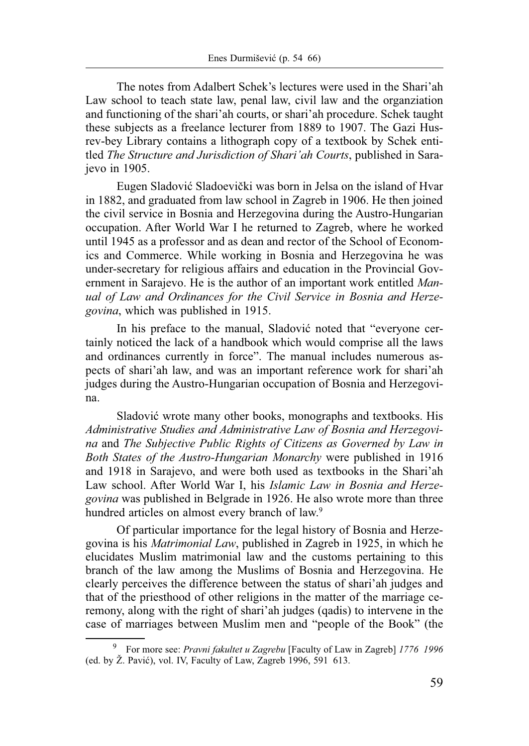The notes from Adalbert Schek's lectures were used in the Shari'ah Law school to teach state law, penal law, civil law and the organziation and functioning of the shari'ah courts, or shari'ah procedure. Schek taught these subjects as a freelance lecturer from 1889 to 1907. The Gazi Husrev-bey Library contains a lithograph copy of a textbook by Schek entitled *The Structure and Jurisdiction of Shari'ah Courts*, published in Sarajevo in 1905.

Eugen Sladović Sladoevički was born in Jelsa on the island of Hvar in 1882, and graduated from law school in Zagreb in 1906. He then joined the civil service in Bosnia and Herzegovina during the Austro-Hungarian occupation. After World War I he returned to Zagreb, where he worked until 1945 as a professor and as dean and rector of the School of Economics and Commerce. While working in Bosnia and Herzegovina he was under-secretary for religious affairs and education in the Provincial Government in Sarajevo. He is the author of an important work entitled *Manual of Law and Ordinances for the Civil Service in Bosnia and Herzegovina*, which was published in 1915.

In his preface to the manual, Sladović noted that "everyone certainly noticed the lack of a handbook which would comprise all the laws and ordinances currently in force". The manual includes numerous aspects of shari'ah law, and was an important reference work for shari'ah judges during the Austro-Hungarian occupation of Bosnia and Herzegovina.

Sladović wrote many other books, monographs and textbooks. His *Administrative Studies and Administrative Law of Bosnia and Herzegovina* and *The Subjective Public Rights of Citizens as Governed by Law in Both States of the Austro-Hungarian Monarchy* were published in 1916 and 1918 in Sarajevo, and were both used as textbooks in the Shari'ah Law school. After World War I, his *Islamic Law in Bosnia and Herzegovina* was published in Belgrade in 1926. He also wrote more than three hundred articles on almost every branch of law.[9]

Of particular importance for the legal history of Bosnia and Herzegovina is his *Matrimonial Law*, published in Zagreb in 1925, in which he elucidates Muslim matrimonial law and the customs pertaining to this branch of the law among the Muslims of Bosnia and Herzegovina. He clearly perceives the difference between the status of shari'ah judges and that of the priesthood of other religions in the matter of the marriage ceremony, along with the right of shari'ah judges (qadis) to intervene in the case of marriages between Muslim men and "people of the Book" (the

---

[9] For more see: *Pravni fakultet u Zagrebu* [Faculty of Law in Zagreb] *1776 1996* (ed. by Ž. Pavić), vol. IV, Faculty of Law, Zagreb 1996, 591 613.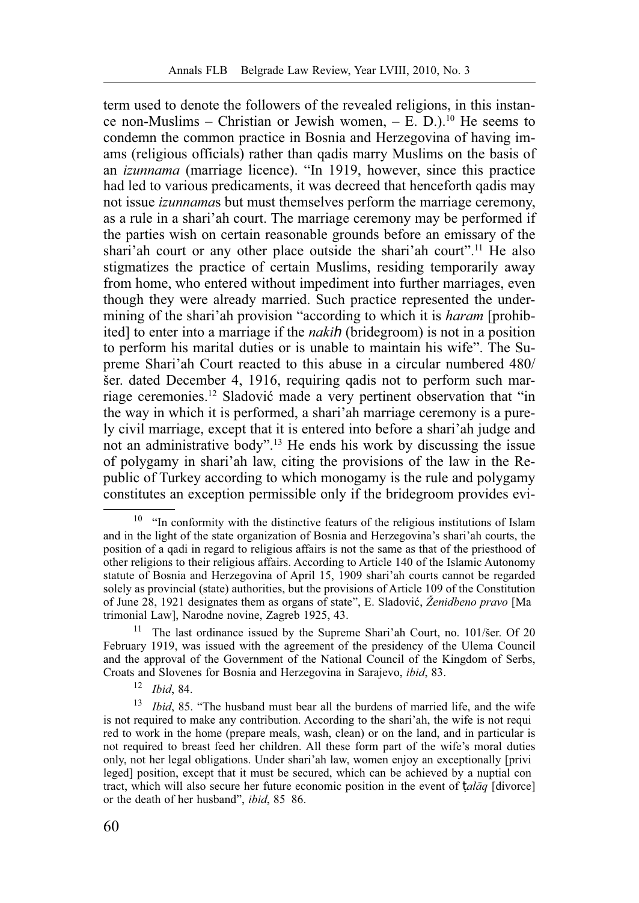term used to denote the followers of the revealed religions, in this instance non-Muslims – Christian or Jewish women, – E. D.).[10] He seems to condemn the common practice in Bosnia and Herzegovina of having imams (religious officials) rather than qadis marry Muslims on the basis of an *izunnama* (marriage licence). "In 1919, however, since this practice had led to various predicaments, it was decreed that henceforth qadis may not issue *izunnama*s but must themselves perform the marriage ceremony, as a rule in a shari'ah court. The marriage ceremony may be performed if the parties wish on certain reasonable grounds before an emissary of the shari'ah court or any other place outside the shari'ah court".[11] He also stigmatizes the practice of certain Muslims, residing temporarily away from home, who entered without impediment into further marriages, even though they were already married. Such practice represented the undermining of the shari'ah provision "according to which it is *haram* [prohibited] to enter into a marriage if the *nakih* (bridegroom) is not in a position to perform his marital duties or is unable to maintain his wife". The Supreme Shari'ah Court reacted to this abuse in a circular numbered 480/šer. dated December 4, 1916, requiring qadis not to perform such marriage ceremonies.[12] Sladović made a very pertinent observation that "in the way in which it is performed, a shari'ah marriage ceremony is a purely civil marriage, except that it is entered into before a shari'ah judge and not an administrative body".[13] He ends his work by discussing the issue of polygamy in shari'ah law, citing the provisions of the law in the Republic of Turkey according to which monogamy is the rule and polygamy constitutes an exception permissible only if the bridegroom provides evi-

---

[10] "In conformity with the distinctive featurs of the religious institutions of Islam and in the light of the state organization of Bosnia and Herzegovina's shari'ah courts, the position of a qadi in regard to religious affairs is not the same as that of the priesthood of other religions to their religious affairs. According to Article 140 of the Islamic Autonomy statute of Bosnia and Herzegovina of April 15, 1909 shari'ah courts cannot be regarded solely as provincial (state) authorities, but the provisions of Article 109 of the Constitution of June 28, 1921 designates them as organs of state", E. Sladović, *Ženidbeno pravo* [Matrimonial Law], Narodne novine, Zagreb 1925, 43.

[11] The last ordinance issued by the Supreme Shari'ah Court, no. 101/šer. Of 20 February 1919, was issued with the agreement of the presidency of the Ulema Council and the approval of the Government of the National Council of the Kingdom of Serbs, Croats and Slovenes for Bosnia and Herzegovina in Sarajevo, *ibid*, 83.

[12] *Ibid*, 84.

[13] *Ibid*, 85. "The husband must bear all the burdens of married life, and the wife is not required to make any contribution. According to the shari'ah, the wife is not required to work in the home (prepare meals, wash, clean) or on the land, and in particular is not required to breast feed her children. All these form part of the wife's moral duties only, not her legal obligations. Under shari'ah law, women enjoy an exceptionally [privileged] position, except that it must be secured, which can be achieved by a nuptial contract, which will also secure her future economic position in the event of ṭalāq [divorce] or the death of her husband", *ibid*, 85 86.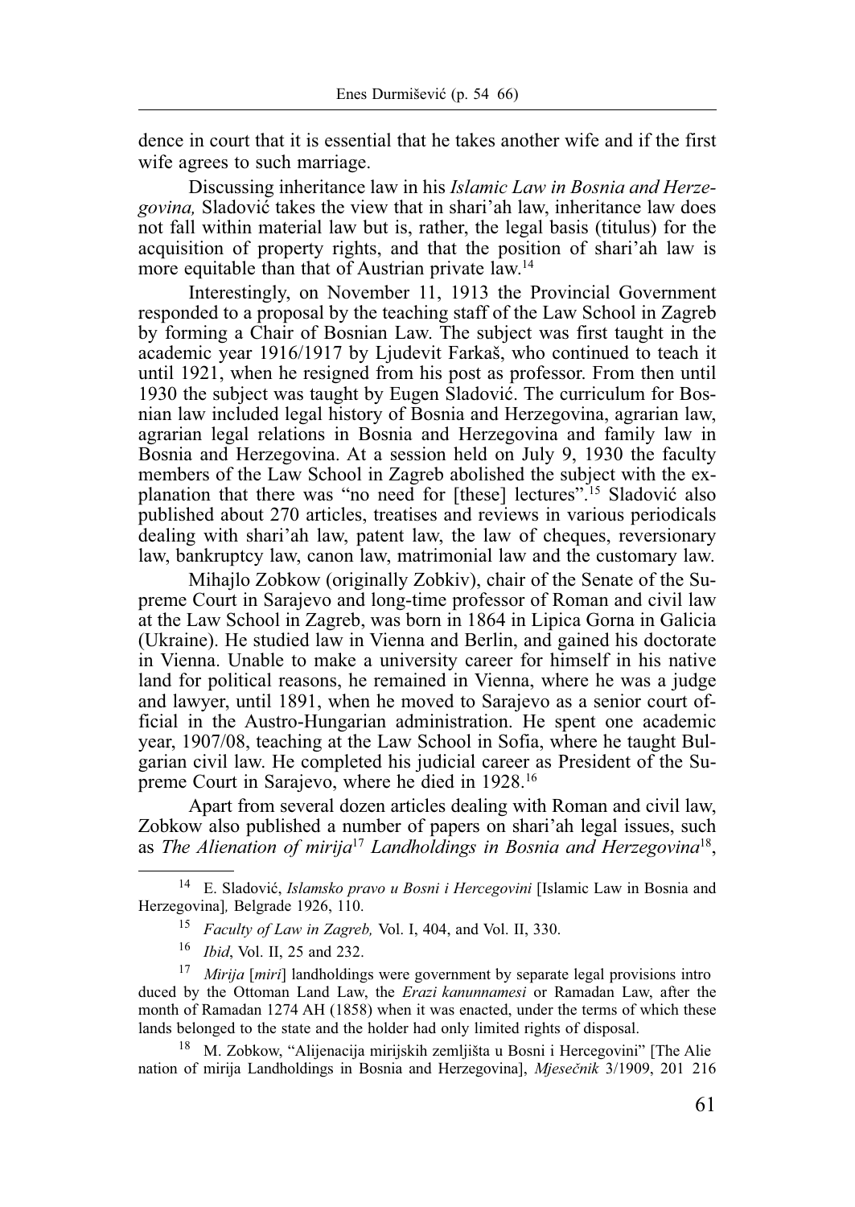dence in court that it is essential that he takes another wife and if the first wife agrees to such marriage.

Discussing inheritance law in his *Islamic Law in Bosnia and Herzegovina,* Sladović takes the view that in shari'ah law, inheritance law does not fall within material law but is, rather, the legal basis (titulus) for the acquisition of property rights, and that the position of shari'ah law is more equitable than that of Austrian private law.[14]

Interestingly, on November 11, 1913 the Provincial Government responded to a proposal by the teaching staff of the Law School in Zagreb by forming a Chair of Bosnian Law. The subject was first taught in the academic year 1916/1917 by Ljudevit Farkaš, who continued to teach it until 1921, when he resigned from his post as professor. From then until 1930 the subject was taught by Eugen Sladović. The curriculum for Bosnian law included legal history of Bosnia and Herzegovina, agrarian law, agrarian legal relations in Bosnia and Herzegovina and family law in Bosnia and Herzegovina. At a session held on July 9, 1930 the faculty members of the Law School in Zagreb abolished the subject with the explanation that there was "no need for [these] lectures".[15] Sladović also published about 270 articles, treatises and reviews in various periodicals dealing with shari'ah law, patent law, the law of cheques, reversionary law, bankruptcy law, canon law, matrimonial law and the customary law.

Mihajlo Zobkow (originally Zobkiv), chair of the Senate of the Supreme Court in Sarajevo and long-time professor of Roman and civil law at the Law School in Zagreb, was born in 1864 in Lipica Gorna in Galicia (Ukraine). He studied law in Vienna and Berlin, and gained his doctorate in Vienna. Unable to make a university career for himself in his native land for political reasons, he remained in Vienna, where he was a judge and lawyer, until 1891, when he moved to Sarajevo as a senior court official in the Austro-Hungarian administration. He spent one academic year, 1907/08, teaching at the Law School in Sofia, where he taught Bulgarian civil law. He completed his judicial career as President of the Supreme Court in Sarajevo, where he died in 1928.[16]

Apart from several dozen articles dealing with Roman and civil law, Zobkow also published a number of papers on shari'ah legal issues, such as *The Alienation of mirija*[17] *Landholdings in Bosnia and Herzegovina*[18],

---

[14] E. Sladović, *Islamsko pravo u Bosni i Hercegovini* [Islamic Law in Bosnia and Herzegovina]*,* Belgrade 1926, 110.

[15] *Faculty of Law in Zagreb,* Vol. I, 404, and Vol. II, 330.

[16] *Ibid*, Vol. II, 25 and 232.

[17] *Mirija* [*miri*] landholdings were government by separate legal provisions intro duced by the Ottoman Land Law, the *Erazi kanunnamesi* or Ramadan Law, after the month of Ramadan 1274 AH (1858) when it was enacted, under the terms of which these lands belonged to the state and the holder had only limited rights of disposal.

[18] M. Zobkow, "Alijenacija mirijskih zemljišta u Bosni i Hercegovini" [The Alie nation of mirija Landholdings in Bosnia and Herzegovina], *Mjesečnik* 3/1909, 201 216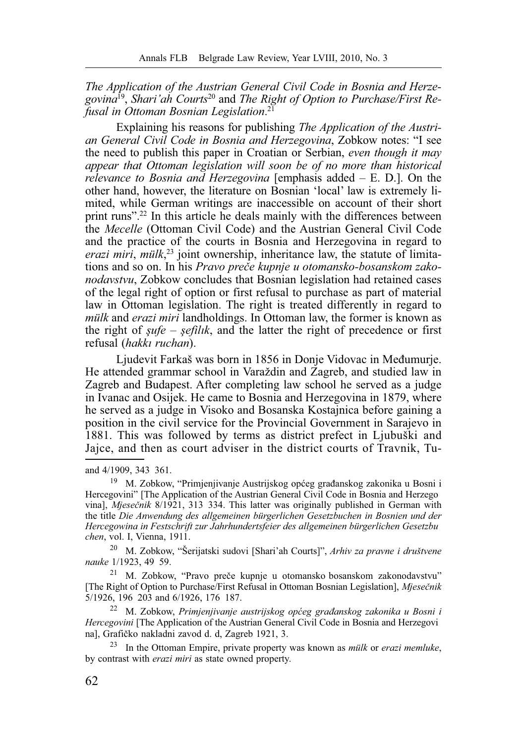*The Application of the Austrian General Civil Code in Bosnia and Herzegovina*[19], *Shari'ah Courts*[20] and *The Right of Option to Purchase/First Refusal in Ottoman Bosnian Legislation*.[21]

Explaining his reasons for publishing *The Application of the Austrian General Civil Code in Bosnia and Herzegovina*, Zobkow notes: "I see the need to publish this paper in Croatian or Serbian, *even though it may appear that Ottoman legislation will soon be of no more than historical relevance to Bosnia and Herzegovina* [emphasis added – E. D.]. On the other hand, however, the literature on Bosnian 'local' law is extremely limited, while German writings are inaccessible on account of their short print runs".[22] In this article he deals mainly with the differences between the *Mecelle* (Ottoman Civil Code) and the Austrian General Civil Code and the practice of the courts in Bosnia and Herzegovina in regard to *erazi miri*, *mülk*,[23] joint ownership, inheritance law, the statute of limitations and so on. In his *Pravo preče kupnje u otomansko-bosanskom zakonodavstvu*, Zobkow concludes that Bosnian legislation had retained cases of the legal right of option or first refusal to purchase as part of material law in Ottoman legislation. The right is treated differently in regard to *mülk* and *erazi miri* landholdings. In Ottoman law, the former is known as the right of *şufe – şefilık*, and the latter the right of precedence or first refusal (*hakkı ruchan*).

Ljudevit Farkaš was born in 1856 in Donje Vidovac in Međumurje. He attended grammar school in Varaždin and Zagreb, and studied law in Zagreb and Budapest. After completing law school he served as a judge in Ivanac and Osijek. He came to Bosnia and Herzegovina in 1879, where he served as a judge in Visoko and Bosanska Kostajnica before gaining a position in the civil service for the Provincial Government in Sarajevo in 1881. This was followed by terms as district prefect in Ljubuški and Jajce, and then as court adviser in the district courts of Travnik, Tu-

---

and 4/1909, 343 361.

[19] M. Zobkow, "Primjenjivanje Austrijskog općeg građanskog zakonika u Bosni i Hercegovini" [The Application of the Austrian General Civil Code in Bosnia and Herzegovina], *Mjesečnik* 8/1921, 313 334. This latter was originally published in German with the title *Die Anwendung des allgemeinen bürgerlichen Gesetzbuchen in Bosnien und der Hercegowina in Festschrift zur Jahrhundertsfeier des allgemeinen bürgerlichen Gesetzbuchen*, vol. I, Vienna, 1911.

[20] M. Zobkow, "Šerijatski sudovi [Shari'ah Courts]", *Arhiv za pravne i društvene nauke* 1/1923, 49 59.

[21] M. Zobkow, "Pravo preče kupnje u otomansko bosanskom zakonodavstvu" [The Right of Option to Purchase/First Refusal in Ottoman Bosnian Legislation], *Mjesečnik* 5/1926, 196 203 and 6/1926, 176 187.

[22] M. Zobkow, *Primjenjivanje austrijskog općeg građanskog zakonika u Bosni i Hercegovini* [The Application of the Austrian General Civil Code in Bosnia and Herzegovina], Grafičko nakladni zavod d. d, Zagreb 1921, 3.

[23] In the Ottoman Empire, private property was known as *mülk* or *erazi memluke*, by contrast with *erazi miri* as state owned property.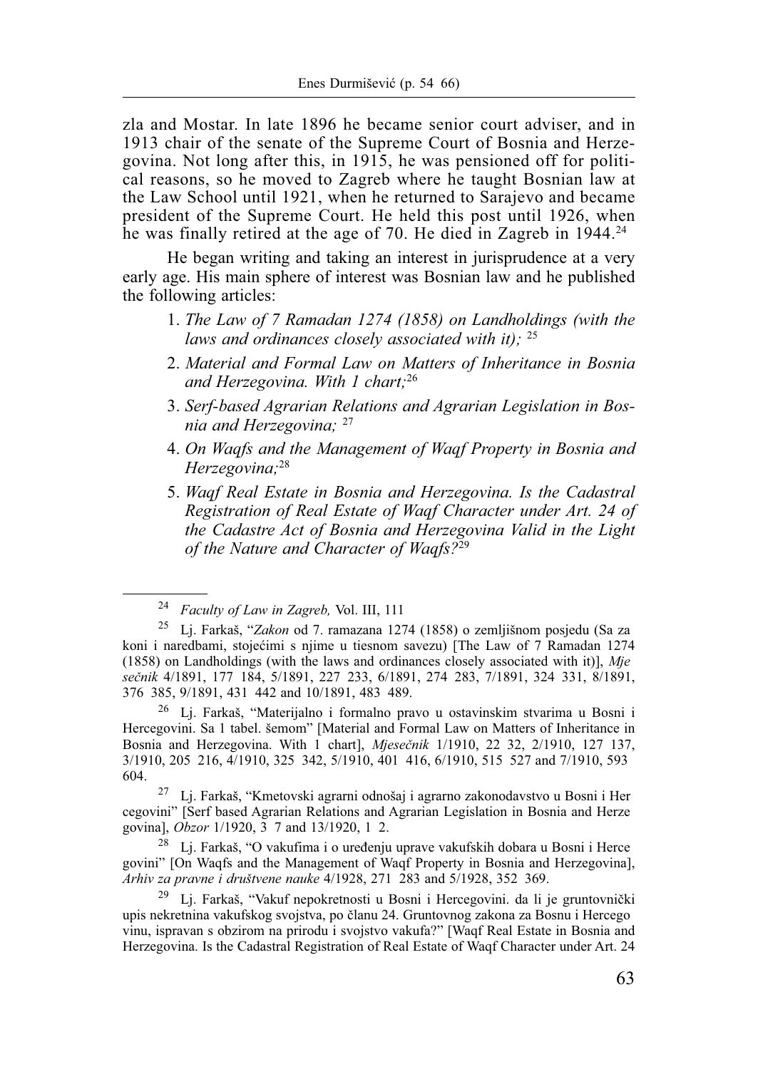zla and Mostar. In late 1896 he became senior court adviser, and in 1913 chair of the senate of the Supreme Court of Bosnia and Herzegovina. Not long after this, in 1915, he was pensioned off for political reasons, so he moved to Zagreb where he taught Bosnian law at the Law School until 1921, when he returned to Sarajevo and became president of the Supreme Court. He held this post until 1926, when he was finally retired at the age of 70. He died in Zagreb in 1944.[24]

He began writing and taking an interest in jurisprudence at a very early age. His main sphere of interest was Bosnian law and he published the following articles:

1. *The Law of 7 Ramadan 1274 (1858) on Landholdings (with the laws and ordinances closely associated with it);* [25]
2. *Material and Formal Law on Matters of Inheritance in Bosnia and Herzegovina. With 1 chart;*[26]
3. *Serf-based Agrarian Relations and Agrarian Legislation in Bosnia and Herzegovina;* [27]
4. *On Waqfs and the Management of Waqf Property in Bosnia and Herzegovina;*[28]
5. *Waqf Real Estate in Bosnia and Herzegovina. Is the Cadastral Registration of Real Estate of Waqf Character under Art. 24 of the Cadastre Act of Bosnia and Herzegovina Valid in the Light of the Nature and Character of Waqfs?*[29]

---

[24] *Faculty of Law in Zagreb,* Vol. III, 111

[25] Lj. Farkaš, "*Zakon* od 7. ramazana 1274 (1858) o zemljišnom posjedu (Sa zakoni i naredbami, stojećimi s njime u tiesnom savezu) [The Law of 7 Ramadan 1274 (1858) on Landholdings (with the laws and ordinances closely associated with it)], *Mjesečnik* 4/1891, 177 184, 5/1891, 227 233, 6/1891, 274 283, 7/1891, 324 331, 8/1891, 376 385, 9/1891, 431 442 and 10/1891, 483 489.

[26] Lj. Farkaš, "Materijalno i formalno pravo u ostavinskim stvarima u Bosni i Hercegovini. Sa 1 tabel. šemom" [Material and Formal Law on Matters of Inheritance in Bosnia and Herzegovina. With 1 chart], *Mjesečnik* 1/1910, 22 32, 2/1910, 127 137, 3/1910, 205 216, 4/1910, 325 342, 5/1910, 401 416, 6/1910, 515 527 and 7/1910, 593 604.

[27] Lj. Farkaš, "Kmetovski agrarni odnošaj i agrarno zakonodavstvo u Bosni i Hercegovini" [Serf based Agrarian Relations and Agrarian Legislation in Bosnia and Herzegovina], *Obzor* 1/1920, 3 7 and 13/1920, 1 2.

[28] Lj. Farkaš, "O vakufima i o uređenju uprave vakufskih dobara u Bosni i Hercegovini" [On Waqfs and the Management of Waqf Property in Bosnia and Herzegovina], *Arhiv za pravne i društvene nauke* 4/1928, 271 283 and 5/1928, 352 369.

[29] Lj. Farkaš, "Vakuf nepokretnosti u Bosni i Hercegovini. da li je gruntovnički upis nekretnina vakufskog svojstva, po članu 24. Gruntovnog zakona za Bosnu i Hercegovinu, ispravan s obzirom na prirodu i svojstvo vakufa?" [Waqf Real Estate in Bosnia and Herzegovina. Is the Cadastral Registration of Real Estate of Waqf Character under Art. 24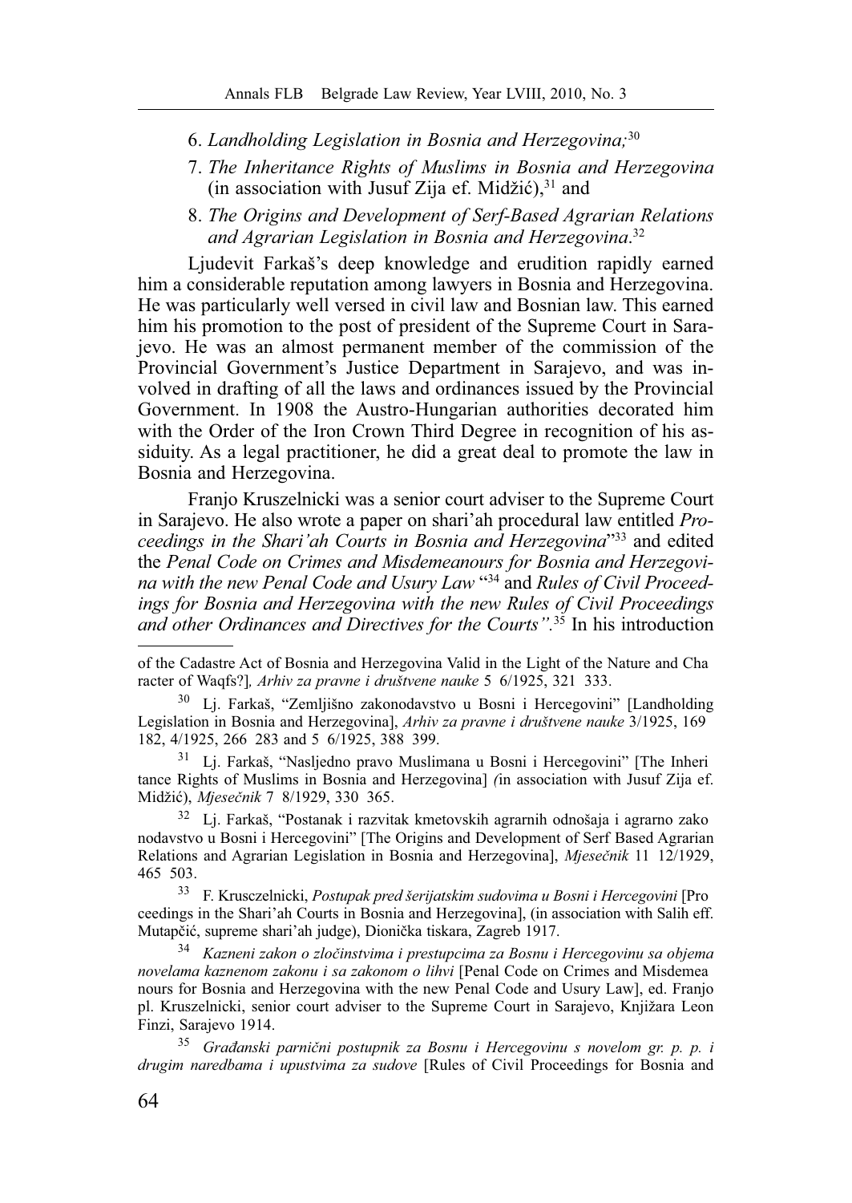6. *Landholding Legislation in Bosnia and Herzegovina;*[30]
7. *The Inheritance Rights of Muslims in Bosnia and Herzegovina* (in association with Jusuf Zija ef. Midžić),[31] and
8. *The Origins and Development of Serf-Based Agrarian Relations and Agrarian Legislation in Bosnia and Herzegovina*.[32]

Ljudevit Farkaš's deep knowledge and erudition rapidly earned him a considerable reputation among lawyers in Bosnia and Herzegovina. He was particularly well versed in civil law and Bosnian law. This earned him his promotion to the post of president of the Supreme Court in Sarajevo. He was an almost permanent member of the commission of the Provincial Government's Justice Department in Sarajevo, and was involved in drafting of all the laws and ordinances issued by the Provincial Government. In 1908 the Austro-Hungarian authorities decorated him with the Order of the Iron Crown Third Degree in recognition of his assiduity. As a legal practitioner, he did a great deal to promote the law in Bosnia and Herzegovina.

Franjo Kruszelnicki was a senior court adviser to the Supreme Court in Sarajevo. He also wrote a paper on shari'ah procedural law entitled *Proceedings in the Shari'ah Courts in Bosnia and Herzegovina*"[33] and edited the *Penal Code on Crimes and Misdemeanours for Bosnia and Herzegovina with the new Penal Code and Usury Law* "[34] and *Rules of Civil Proceedings for Bosnia and Herzegovina with the new Rules of Civil Proceedings and other Ordinances and Directives for the Courts"*.[35] In his introduction

---

of the Cadastre Act of Bosnia and Herzegovina Valid in the Light of the Nature and Character of Waqfs?], *Arhiv za pravne i društvene nauke* 5 6/1925, 321 333.

[30] Lj. Farkaš, "Zemljišno zakonodavstvo u Bosni i Hercegovini" [Landholding Legislation in Bosnia and Herzegovina], *Arhiv za pravne i društvene nauke* 3/1925, 169 182, 4/1925, 266 283 and 5 6/1925, 388 399.

[31] Lj. Farkaš, "Nasljedno pravo Muslimana u Bosni i Hercegovini" [The Inheritance Rights of Muslims in Bosnia and Herzegovina] *(*in association with Jusuf Zija ef. Midžić), *Mjesečnik* 7 8/1929, 330 365.

[32] Lj. Farkaš, "Postanak i razvitak kmetovskih agrarnih odnošaja i agrarno zakonodavstvo u Bosni i Hercegovini" [The Origins and Development of Serf Based Agrarian Relations and Agrarian Legislation in Bosnia and Herzegovina], *Mjesečnik* 11 12/1929, 465 503.

[33] F. Krusczelnicki, *Postupak pred šerijatskim sudovima u Bosni i Hercegovini* [Proceedings in the Shari'ah Courts in Bosnia and Herzegovina], (in association with Salih eff. Mutapčić, supreme shari'ah judge), Dionička tiskara, Zagreb 1917.

[34] *Kazneni zakon o zločinstvima i prestupcima za Bosnu i Hercegovinu sa objema novelama kaznenom zakonu i sa zakonom o lihvi* [Penal Code on Crimes and Misdemeanours for Bosnia and Herzegovina with the new Penal Code and Usury Law], ed. Franjo pl. Kruszelnicki, senior court adviser to the Supreme Court in Sarajevo, Knjižara Leon Finzi, Sarajevo 1914.

[35] *Građanski parnični postupnik za Bosnu i Hercegovinu s novelom gr. p. p. i drugim naredbama i upustvima za sudove* [Rules of Civil Proceedings for Bosnia and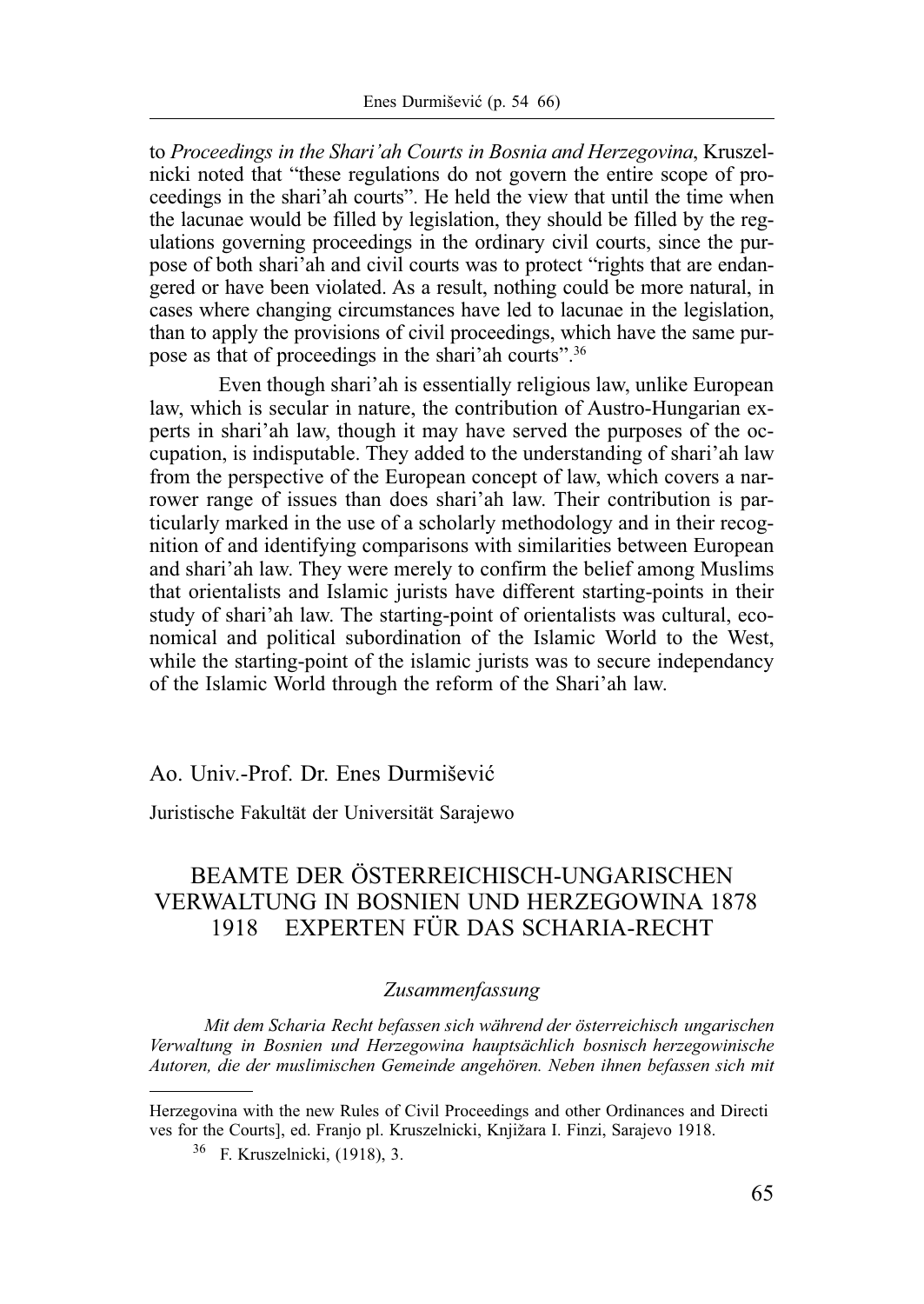to *Proceedings in the Shari'ah Courts in Bosnia and Herzegovina*, Kruszelnicki noted that "these regulations do not govern the entire scope of proceedings in the shari'ah courts". He held the view that until the time when the lacunae would be filled by legislation, they should be filled by the regulations governing proceedings in the ordinary civil courts, since the purpose of both shari'ah and civil courts was to protect "rights that are endangered or have been violated. As a result, nothing could be more natural, in cases where changing circumstances have led to lacunae in the legislation, than to apply the provisions of civil proceedings, which have the same purpose as that of proceedings in the shari'ah courts".[36]

Even though shari'ah is essentially religious law, unlike European law, which is secular in nature, the contribution of Austro-Hungarian experts in shari'ah law, though it may have served the purposes of the occupation, is indisputable. They added to the understanding of shari'ah law from the perspective of the European concept of law, which covers a narrower range of issues than does shari'ah law. Their contribution is particularly marked in the use of a scholarly methodology and in their recognition of and identifying comparisons with similarities between European and shari'ah law. They were merely to confirm the belief among Muslims that orientalists and Islamic jurists have different starting-points in their study of shari'ah law. The starting-point of orientalists was cultural, economical and political subordination of the Islamic World to the West, while the starting-point of the islamic jurists was to secure independancy of the Islamic World through the reform of the Shari'ah law.

Ao. Univ.-Prof. Dr. Enes Durmišević

Juristische Fakultät der Universität Sarajewo

## BEAMTE DER ÖSTERREICHISCH-UNGARISCHEN VERWALTUNG IN BOSNIEN UND HERZEGOWINA 1878 1918 EXPERTEN FÜR DAS SCHARIA-RECHT

*Zusammenfassung*

*Mit dem Scharia Recht befassen sich während der österreichisch ungarischen Verwaltung in Bosnien und Herzegowina hauptsächlich bosnisch herzegowinische Autoren, die der muslimischen Gemeinde angehören. Neben ihnen befassen sich mit*

---

Herzegovina with the new Rules of Civil Proceedings and other Ordinances and Directi ves for the Courts], ed. Franjo pl. Kruszelnicki, Knjižara I. Finzi, Sarajevo 1918.

[36] F. Kruszelnicki, (1918), 3.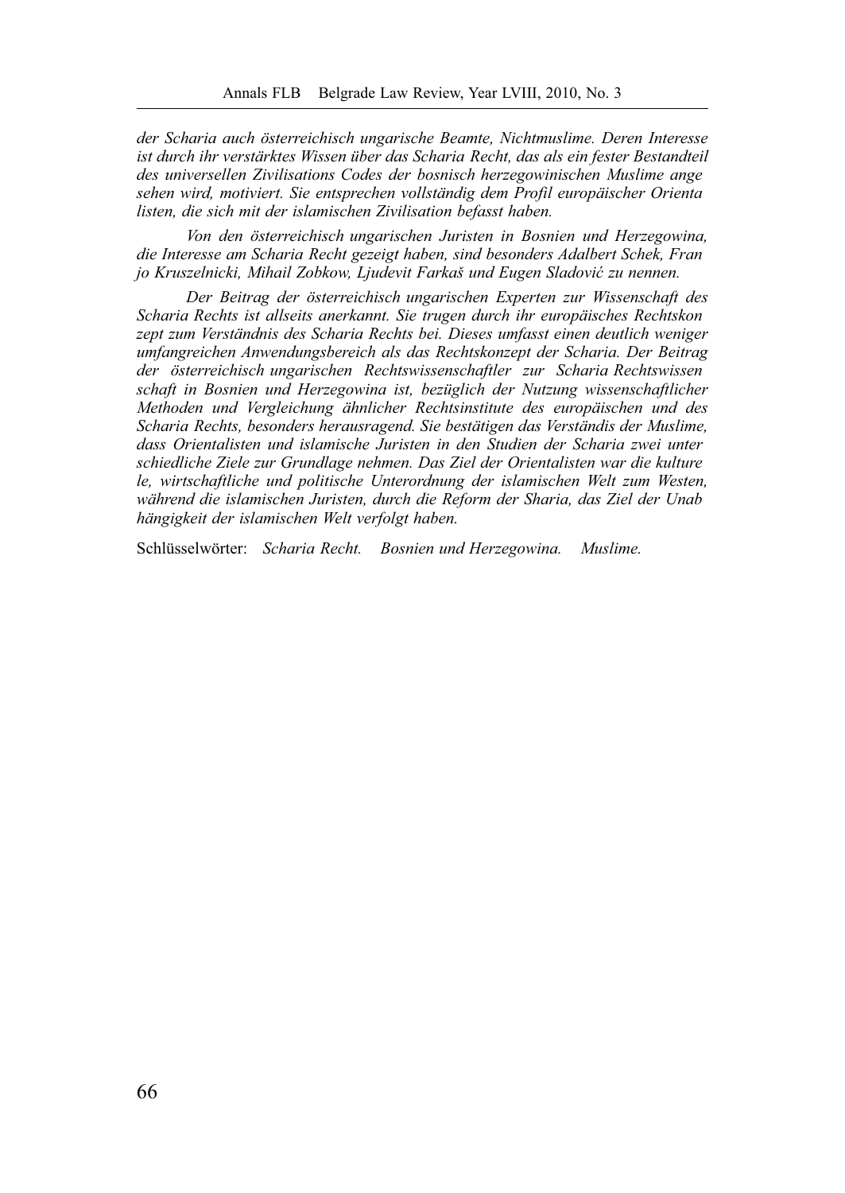*der Scharia auch österreichisch ungarische Beamte, Nichtmuslime. Deren Interesse ist durch ihr verstärktes Wissen über das Scharia Recht, das als ein fester Bestandteil des universellen Zivilisations Codes der bosnisch herzegowinischen Muslime angesehen wird, motiviert. Sie entsprechen vollständig dem Profil europäischer Orientalisten, die sich mit der islamischen Zivilisation befasst haben.*

*Von den österreichisch ungarischen Juristen in Bosnien und Herzegowina, die Interesse am Scharia Recht gezeigt haben, sind besonders Adalbert Schek, Franjo Kruszelnicki, Mihail Zobkow, Ljudevit Farkaš und Eugen Sladović zu nennen.*

*Der Beitrag der österreichisch ungarischen Experten zur Wissenschaft des Scharia Rechts ist allseits anerkannt. Sie trugen durch ihr europäisches Rechtskonzept zum Verständnis des Scharia Rechts bei. Dieses umfasst einen deutlich weniger umfangreichen Anwendungsbereich als das Rechtskonzept der Scharia. Der Beitrag der österreichisch ungarischen Rechtswissenschaftler zur Scharia Rechtswissenschaft in Bosnien und Herzegowina ist, bezüglich der Nutzung wissenschaftlicher Methoden und Vergleichung ähnlicher Rechtsinstitute des europäischen und des Scharia Rechts, besonders herausragend. Sie bestätigen das Verständis der Muslime, dass Orientalisten und islamische Juristen in den Studien der Scharia zwei unterschiedliche Ziele zur Grundlage nehmen. Das Ziel der Orientalisten war die kulturelle, wirtschaftliche und politische Unterordnung der islamischen Welt zum Westen, während die islamischen Juristen, durch die Reform der Sharia, das Ziel der Unabhängigkeit der islamischen Welt verfolgt haben.*

Schlüsselwörter: *Scharia Recht. Bosnien und Herzegowina. Muslime.*